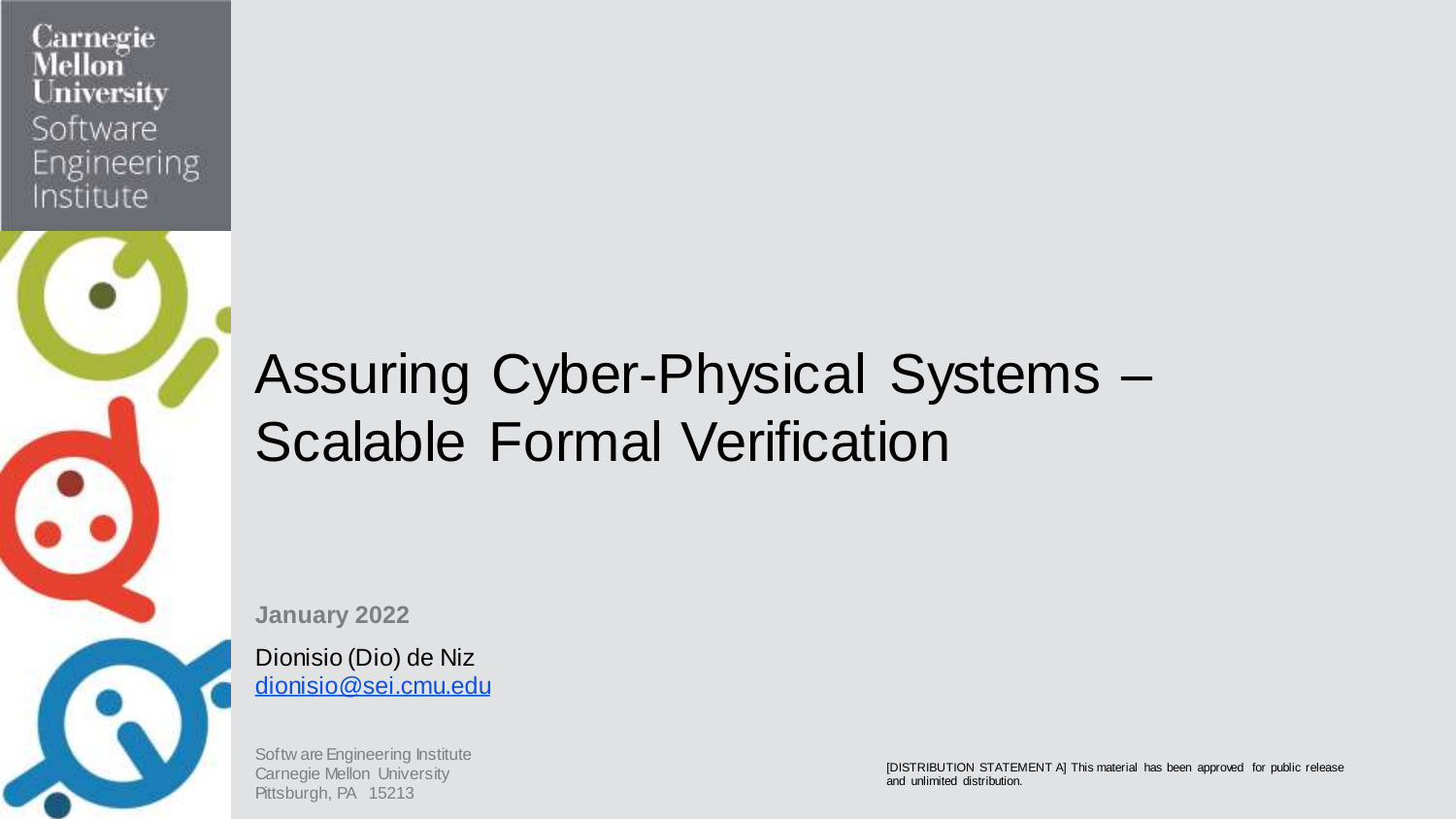Carnegie Mellon University
Software Engineering Institute

# Assuring Cyber-Physical Systems – Scalable Formal Verification

**January 2022**

Dionisio (Dio) de Niz
dionisio@sei.cmu.edu

Software Engineering Institute
Carnegie Mellon University
Pittsburgh, PA 15213

[DISTRIBUTION STATEMENT A] This material has been approved for public release and unlimited distribution.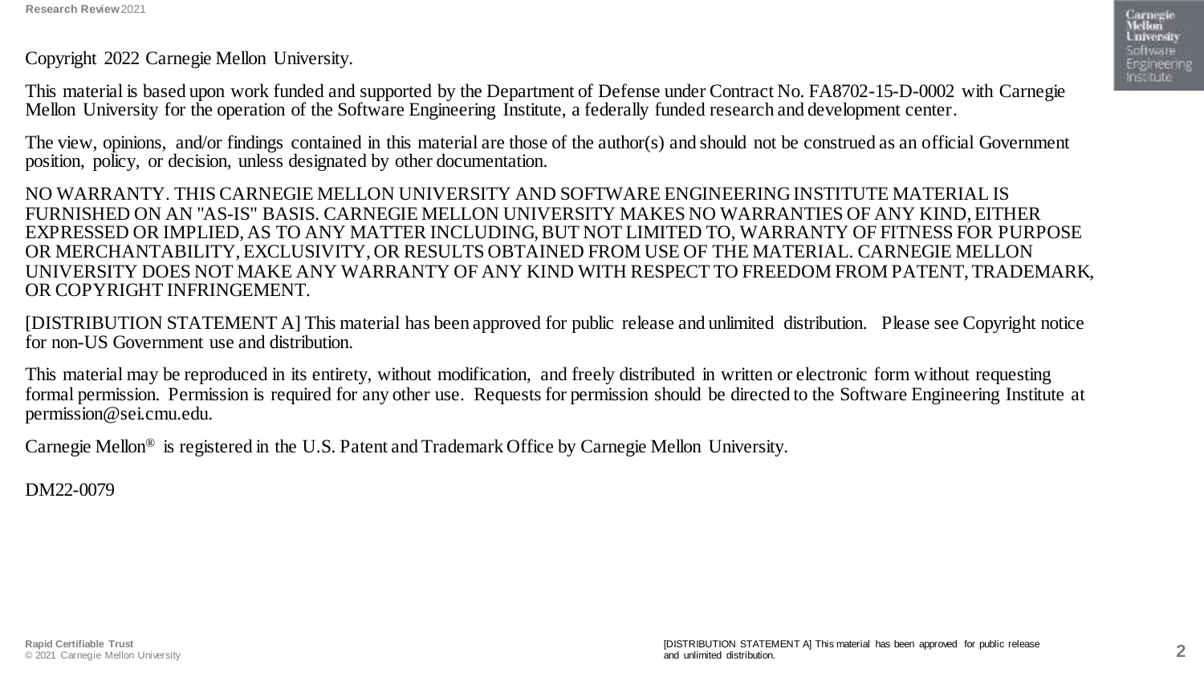Copyright 2022 Carnegie Mellon University.

This material is based upon work funded and supported by the Department of Defense under Contract No. FA8702-15-D-0002 with Carnegie Mellon University for the operation of the Software Engineering Institute, a federally funded research and development center.

The view, opinions, and/or findings contained in this material are those of the author(s) and should not be construed as an official Government position, policy, or decision, unless designated by other documentation.

NO WARRANTY. THIS CARNEGIE MELLON UNIVERSITY AND SOFTWARE ENGINEERING INSTITUTE MATERIAL IS FURNISHED ON AN "AS-IS" BASIS. CARNEGIE MELLON UNIVERSITY MAKES NO WARRANTIES OF ANY KIND, EITHER EXPRESSED OR IMPLIED, AS TO ANY MATTER INCLUDING, BUT NOT LIMITED TO, WARRANTY OF FITNESS FOR PURPOSE OR MERCHANTABILITY, EXCLUSIVITY, OR RESULTS OBTAINED FROM USE OF THE MATERIAL. CARNEGIE MELLON UNIVERSITY DOES NOT MAKE ANY WARRANTY OF ANY KIND WITH RESPECT TO FREEDOM FROM PATENT, TRADEMARK, OR COPYRIGHT INFRINGEMENT.

[DISTRIBUTION STATEMENT A] This material has been approved for public release and unlimited distribution. Please see Copyright notice for non-US Government use and distribution.

This material may be reproduced in its entirety, without modification, and freely distributed in written or electronic form without requesting formal permission. Permission is required for any other use. Requests for permission should be directed to the Software Engineering Institute at permission@sei.cmu.edu.

Carnegie Mellon® is registered in the U.S. Patent and Trademark Office by Carnegie Mellon University.

DM22-0079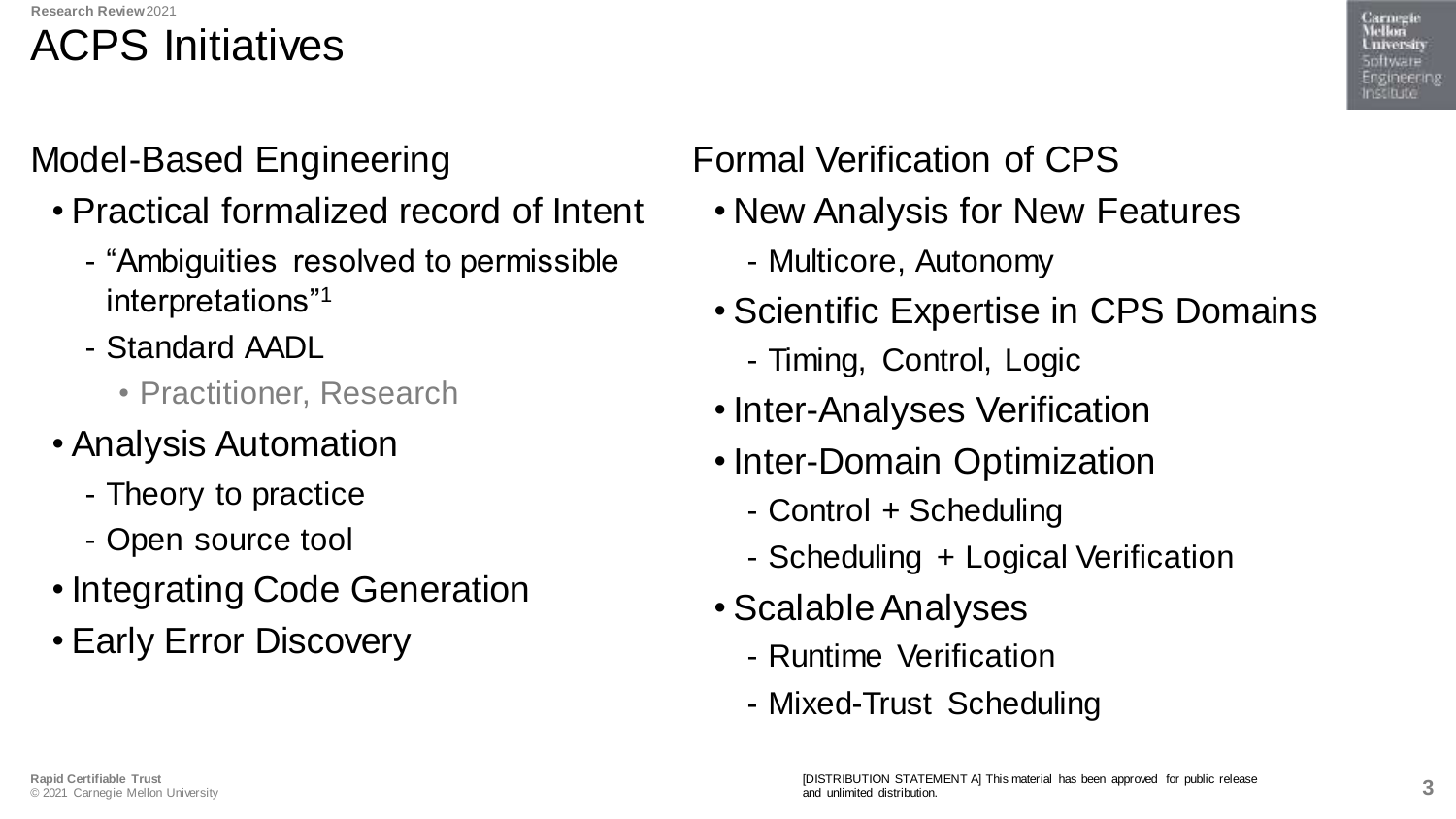# ACPS Initiatives

## Model-Based Engineering

- Practical formalized record of Intent
  - "Ambiguities resolved to permissible interpretations"[1]
  - Standard AADL
    - Practitioner, Research
- Analysis Automation
  - Theory to practice
  - Open source tool
- Integrating Code Generation
- Early Error Discovery

## Formal Verification of CPS

- New Analysis for New Features
  - Multicore, Autonomy
- Scientific Expertise in CPS Domains
  - Timing, Control, Logic
- Inter-Analyses Verification
- Inter-Domain Optimization
  - Control + Scheduling
  - Scheduling + Logical Verification
- Scalable Analyses
  - Runtime Verification
  - Mixed-Trust Scheduling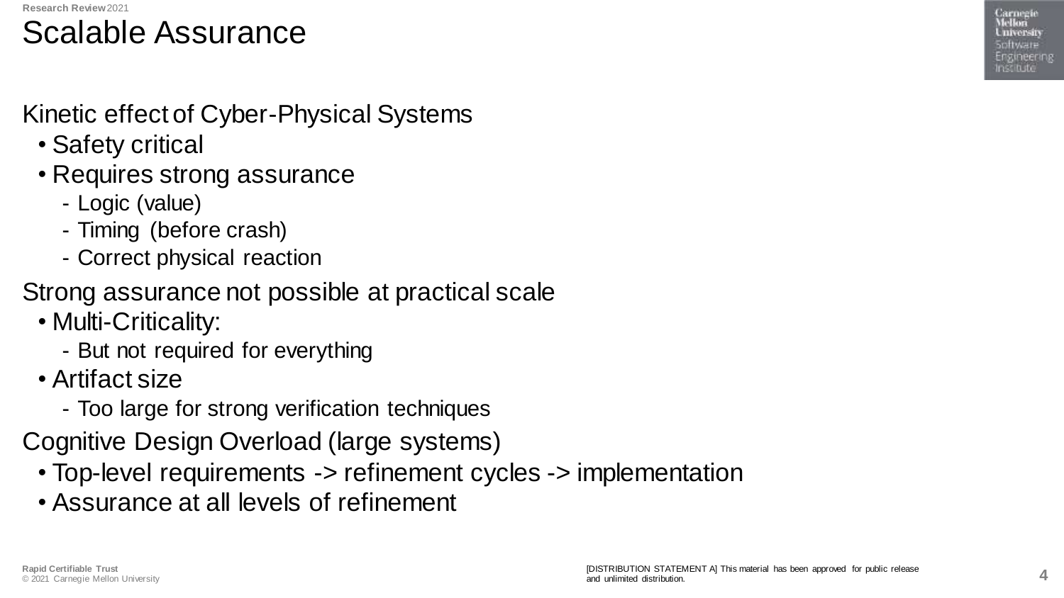# Scalable Assurance

Kinetic effect of Cyber-Physical Systems

- Safety critical
- Requires strong assurance
  - Logic (value)
  - Timing (before crash)
  - Correct physical reaction

Strong assurance not possible at practical scale

- Multi-Criticality:
  - But not required for everything
- Artifact size
  - Too large for strong verification techniques

Cognitive Design Overload (large systems)

- Top-level requirements -> refinement cycles -> implementation
- Assurance at all levels of refinement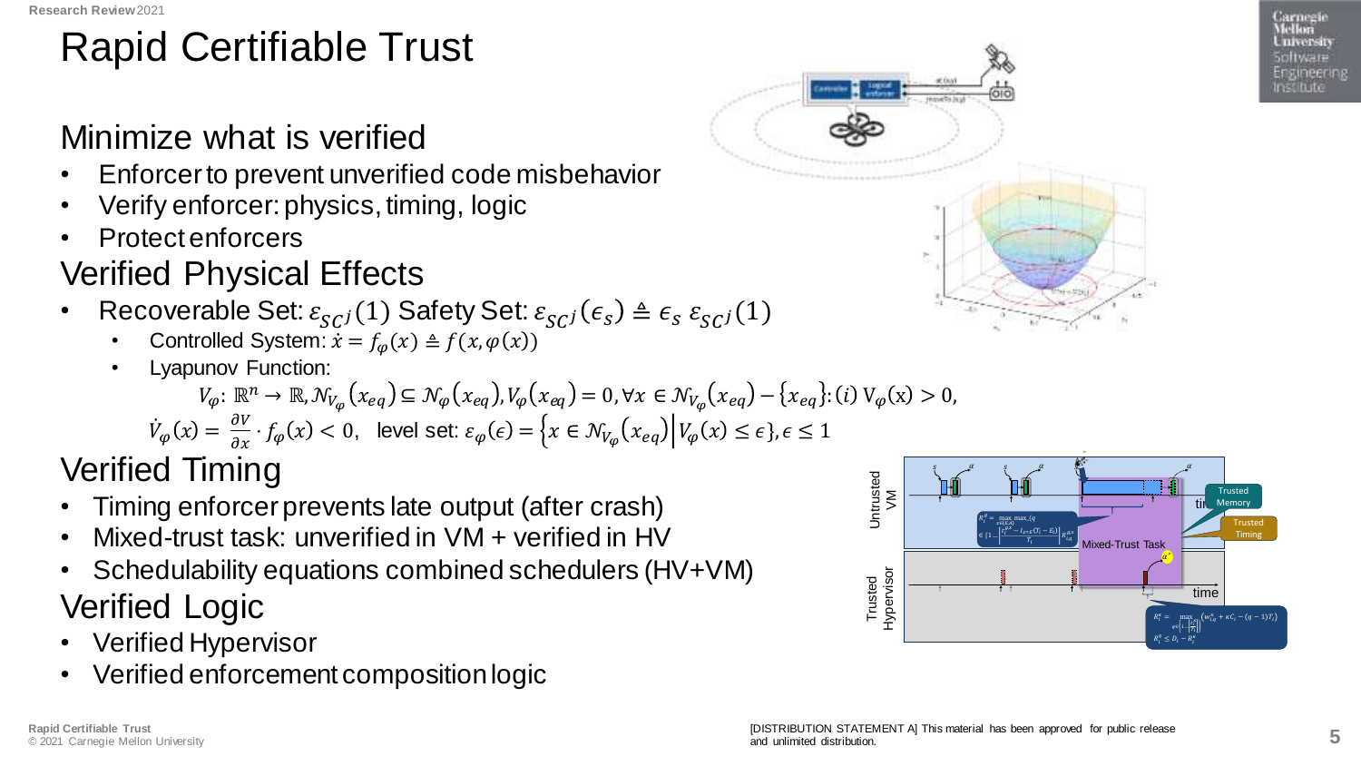# Rapid Certifiable Trust

## Minimize what is verified

- Enforcer to prevent unverified code misbehavior
- Verify enforcer: physics, timing, logic
- Protect enforcers

## Verified Physical Effects

- Recoverable Set: $\varepsilon_{SC^j}(1)$ Safety Set: $\varepsilon_{SC^j}(\epsilon_s) \triangleq \epsilon_s\ \varepsilon_{SC^j}(1)$
  - Controlled System: $\dot{x} = f_\varphi(x) \triangleq f(x, \varphi(x))$
  - Lyapunov Function:

$$V_\varphi\colon \mathbb{R}^n \to \mathbb{R}, \mathcal{N}_{V_\varphi}(x_{eq}) \subseteq \mathcal{N}_\varphi(x_{eq}), V_\varphi(x_{eq}) = 0, \forall x \in \mathcal{N}_{V_\varphi}(x_{eq}) - \{x_{eq}\}\colon (i)\ \mathrm{V}_\varphi(\mathrm{x}) > 0,$$

$$\dot{V}_\varphi(x) = \frac{\partial V}{\partial x} \cdot f_\varphi(x) < 0, \quad \text{level set: } \varepsilon_\varphi(\epsilon) = \left\{x \in \mathcal{N}_{V_\varphi}(x_{eq}) \middle| V_\varphi(x) \le \epsilon\right\}, \epsilon \le 1$$

## Verified Timing

- Timing enforcer prevents late output (after crash)
- Mixed-trust task: unverified in VM + verified in HV
- Schedulability equations combined schedulers (HV+VM)

## Verified Logic

- Verified Hypervisor
- Verified enforcement composition logic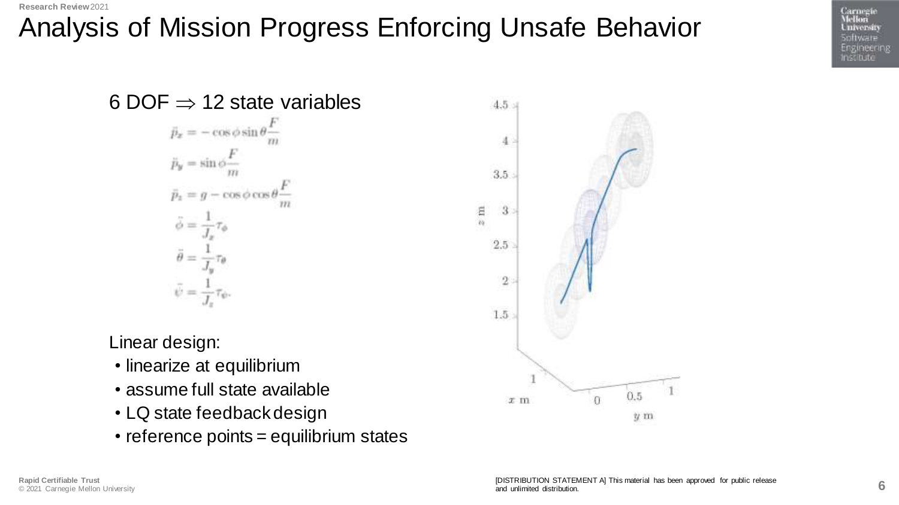# Analysis of Mission Progress Enforcing Unsafe Behavior

6 DOF $\Rightarrow$ 12 state variables

$$\ddot{p}_x = -\cos\phi \sin\theta \frac{F}{m}$$
$$\ddot{p}_y = \sin\phi \frac{F}{m}$$
$$\ddot{p}_z = g - \cos\phi \cos\theta \frac{F}{m}$$
$$\ddot{\phi} = \frac{1}{J_x}\tau_\phi$$
$$\ddot{\theta} = \frac{1}{J_y}\tau_\theta$$
$$\ddot{\psi} = \frac{1}{J_z}\tau_\psi.$$

Linear design:

- linearize at equilibrium
- assume full state available
- LQ state feedback design
- reference points = equilibrium states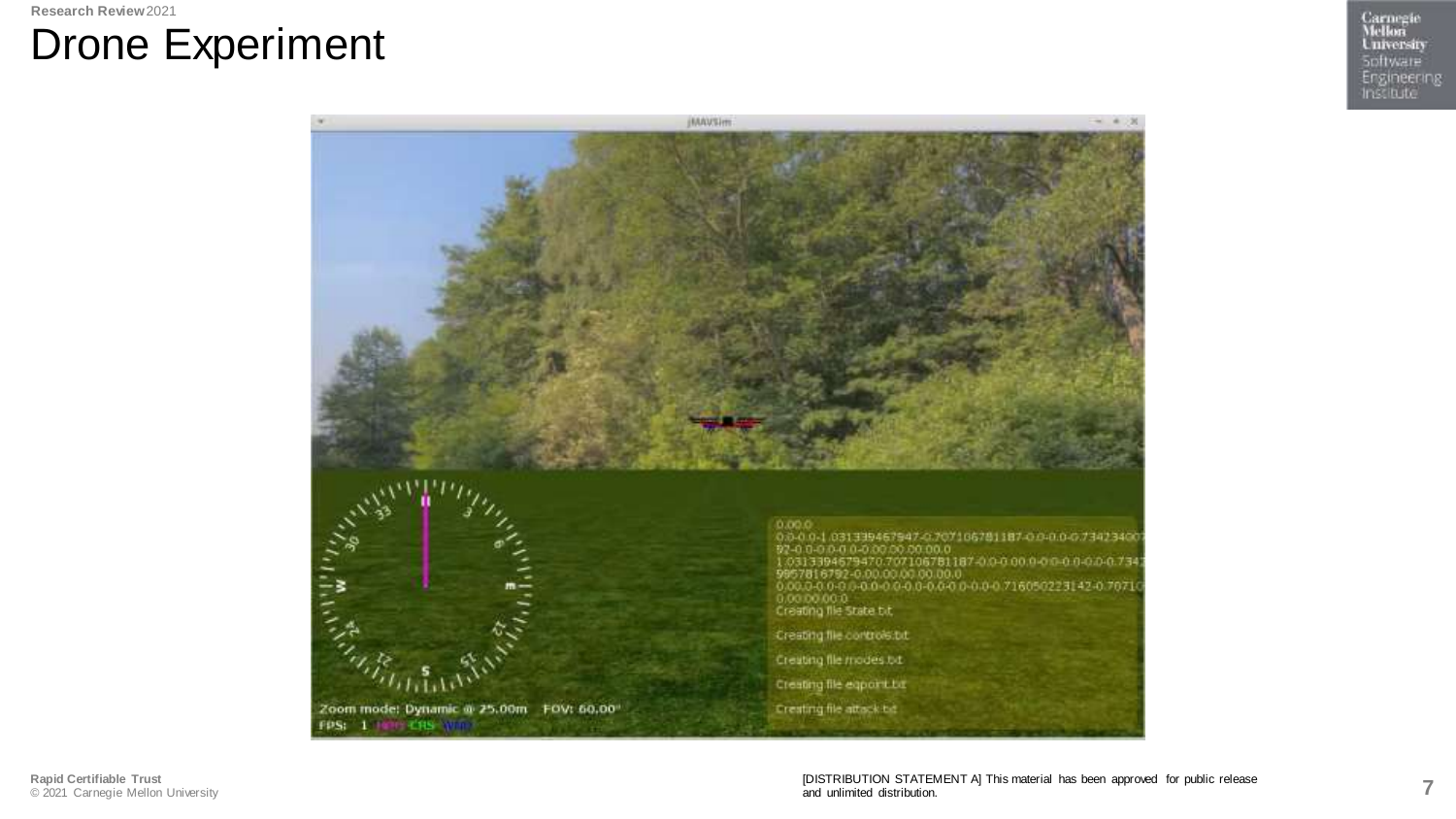# Drone Experiment

[DISTRIBUTION STATEMENT A] This material has been approved for public release and unlimited distribution.